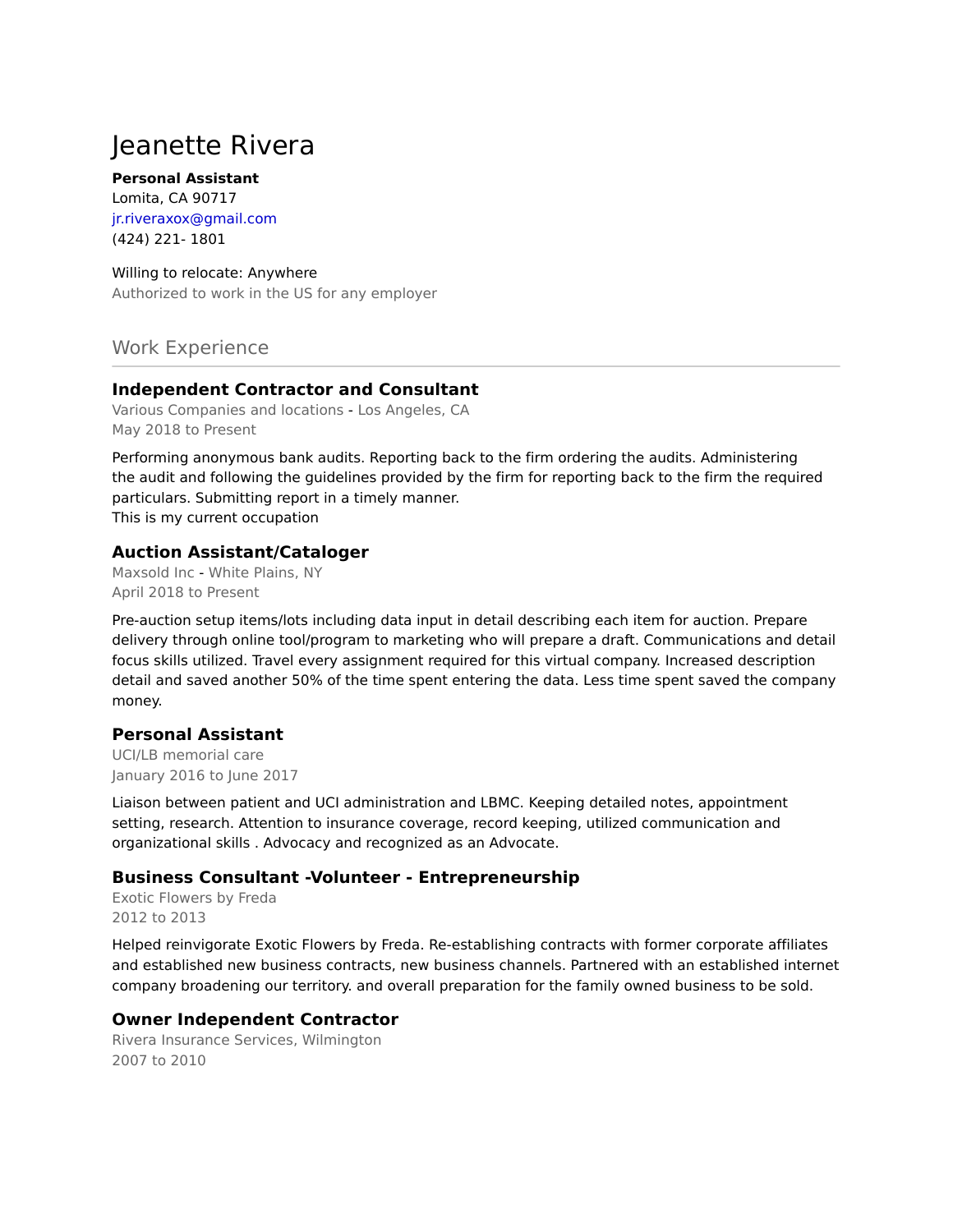# Jeanette Rivera

**Personal Assistant**
Lomita, CA 90717
jr.riveraxox@gmail.com
(424) 221- 1801

Willing to relocate: Anywhere
Authorized to work in the US for any employer

## Work Experience

### Independent Contractor and Consultant

Various Companies and locations - Los Angeles, CA
May 2018 to Present

Performing anonymous bank audits. Reporting back to the firm ordering the audits. Administering the audit and following the guidelines provided by the firm for reporting back to the firm the required particulars. Submitting report in a timely manner.
This is my current occupation

### Auction Assistant/Cataloger

Maxsold Inc - White Plains, NY
April 2018 to Present

Pre-auction setup items/lots including data input in detail describing each item for auction. Prepare delivery through online tool/program to marketing who will prepare a draft. Communications and detail focus skills utilized. Travel every assignment required for this virtual company. Increased description detail and saved another 50% of the time spent entering the data. Less time spent saved the company money.

### Personal Assistant

UCI/LB memorial care
January 2016 to June 2017

Liaison between patient and UCI administration and LBMC. Keeping detailed notes, appointment setting, research. Attention to insurance coverage, record keeping, utilized communication and organizational skills . Advocacy and recognized as an Advocate.

### Business Consultant -Volunteer - Entrepreneurship

Exotic Flowers by Freda
2012 to 2013

Helped reinvigorate Exotic Flowers by Freda. Re-establishing contracts with former corporate affiliates and established new business contracts, new business channels. Partnered with an established internet company broadening our territory. and overall preparation for the family owned business to be sold.

### Owner Independent Contractor

Rivera Insurance Services, Wilmington
2007 to 2010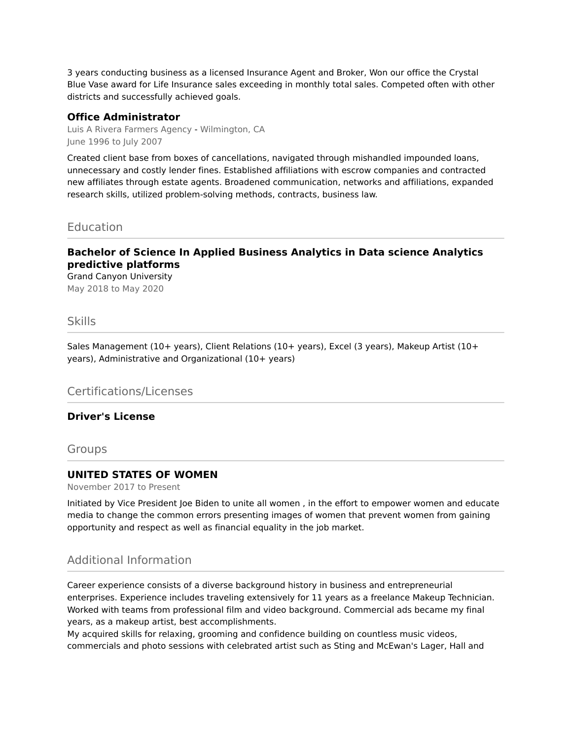3 years conducting business as a licensed Insurance Agent and Broker, Won our office the Crystal Blue Vase award for Life Insurance sales exceeding in monthly total sales. Competed often with other districts and successfully achieved goals.

### Office Administrator

Luis A Rivera Farmers Agency - Wilmington, CA
June 1996 to July 2007

Created client base from boxes of cancellations, navigated through mishandled impounded loans, unnecessary and costly lender fines. Established affiliations with escrow companies and contracted new affiliates through estate agents. Broadened communication, networks and affiliations, expanded research skills, utilized problem-solving methods, contracts, business law.

## Education

### Bachelor of Science In Applied Business Analytics in Data science Analytics predictive platforms

Grand Canyon University
May 2018 to May 2020

## Skills

Sales Management (10+ years), Client Relations (10+ years), Excel (3 years), Makeup Artist (10+ years), Administrative and Organizational (10+ years)

## Certifications/Licenses

### Driver's License

## Groups

### UNITED STATES OF WOMEN

November 2017 to Present

Initiated by Vice President Joe Biden to unite all women , in the effort to empower women and educate media to change the common errors presenting images of women that prevent women from gaining opportunity and respect as well as financial equality in the job market.

## Additional Information

Career experience consists of a diverse background history in business and entrepreneurial enterprises. Experience includes traveling extensively for 11 years as a freelance Makeup Technician. Worked with teams from professional film and video background. Commercial ads became my final years, as a makeup artist, best accomplishments.
My acquired skills for relaxing, grooming and confidence building on countless music videos, commercials and photo sessions with celebrated artist such as Sting and McEwan's Lager, Hall and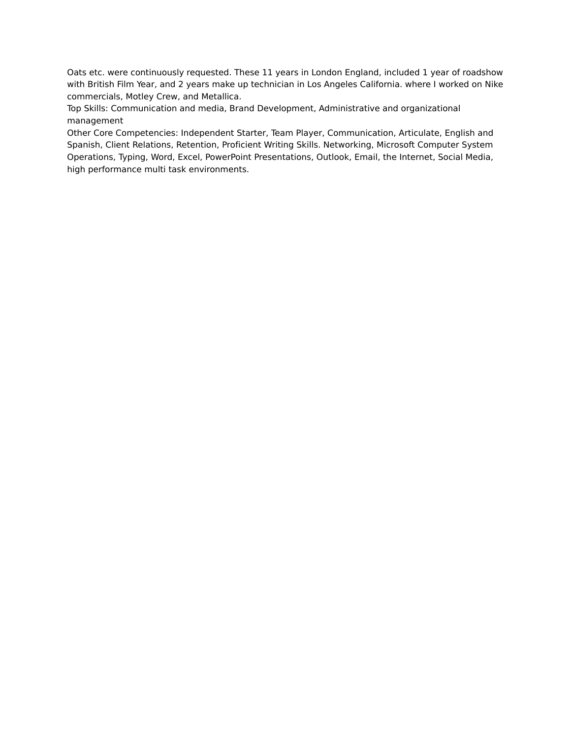Oats etc. were continuously requested. These 11 years in London England, included 1 year of roadshow with British Film Year, and 2 years make up technician in Los Angeles California. where I worked on Nike commercials, Motley Crew, and Metallica.

Top Skills: Communication and media, Brand Development, Administrative and organizational management

Other Core Competencies: Independent Starter, Team Player, Communication, Articulate, English and Spanish, Client Relations, Retention, Proficient Writing Skills. Networking, Microsoft Computer System Operations, Typing, Word, Excel, PowerPoint Presentations, Outlook, Email, the Internet, Social Media, high performance multi task environments.